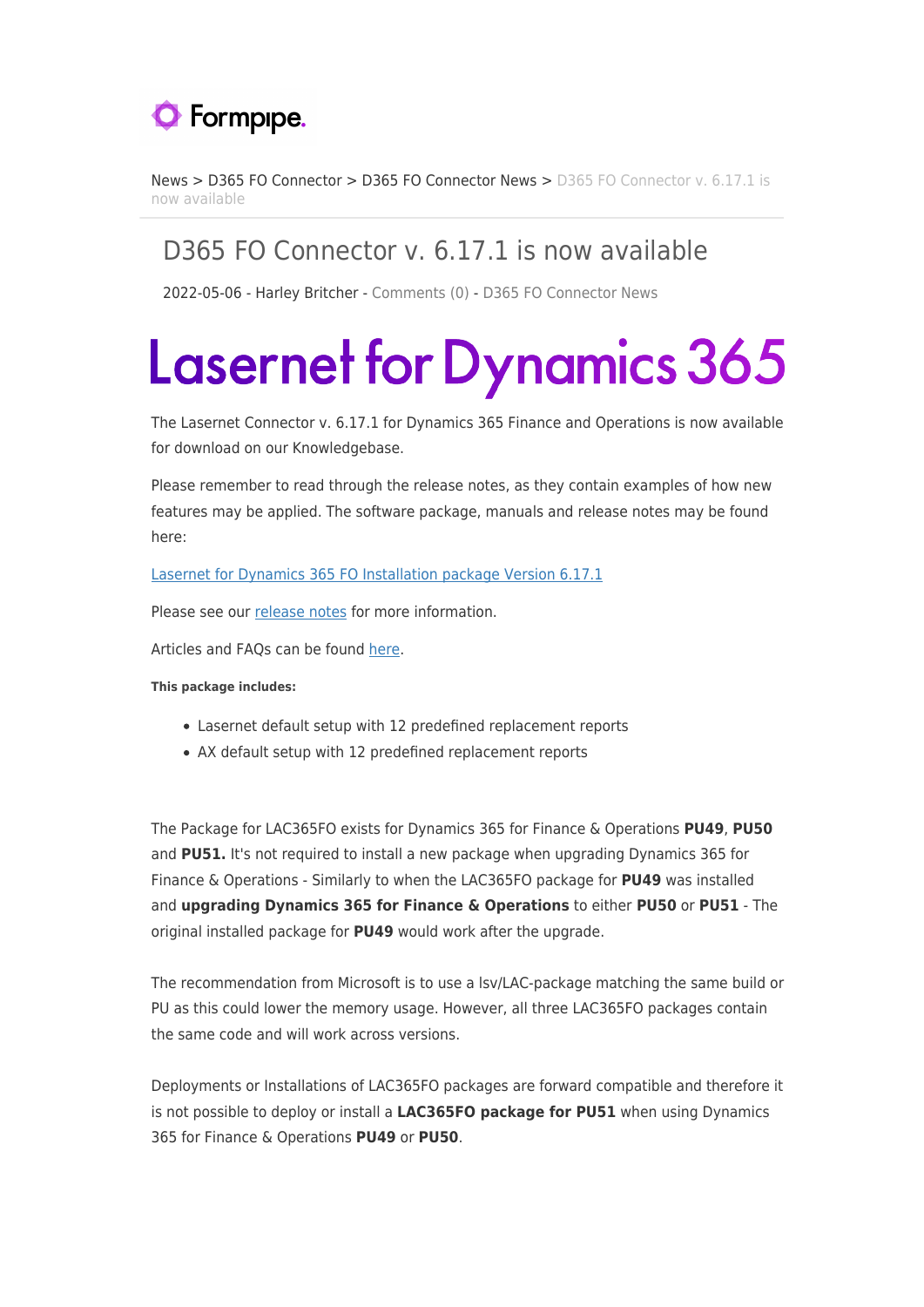News > D365 FO Connector > D365 FO Connector News > D365 FO Connector v. 6.17.1 is now available

# D365 FO Connector v. 6.17.1 is now available

2022-05-06 - Harley Britcher - Comments (0) - D365 FO Connector News

# Lasernet for Dynamics 365

The Lasernet Connector v. 6.17.1 for Dynamics 365 Finance and Operations is now available for download on our Knowledgebase.

Please remember to read through the release notes, as they contain examples of how new features may be applied. The software package, manuals and release notes may be found here:

Lasernet for Dynamics 365 FO Installation package Version 6.17.1

Please see our release notes for more information.

Articles and FAQs can be found here.

**This package includes:**

- Lasernet default setup with 12 predefined replacement reports
- AX default setup with 12 predefined replacement reports

The Package for LAC365FO exists for Dynamics 365 for Finance & Operations **PU49**, **PU50** and **PU51.** It's not required to install a new package when upgrading Dynamics 365 for Finance & Operations - Similarly to when the LAC365FO package for **PU49** was installed and **upgrading Dynamics 365 for Finance & Operations** to either **PU50** or **PU51** - The original installed package for **PU49** would work after the upgrade.

The recommendation from Microsoft is to use a Isv/LAC-package matching the same build or PU as this could lower the memory usage. However, all three LAC365FO packages contain the same code and will work across versions.

Deployments or Installations of LAC365FO packages are forward compatible and therefore it is not possible to deploy or install a **LAC365FO package for PU51** when using Dynamics 365 for Finance & Operations **PU49** or **PU50**.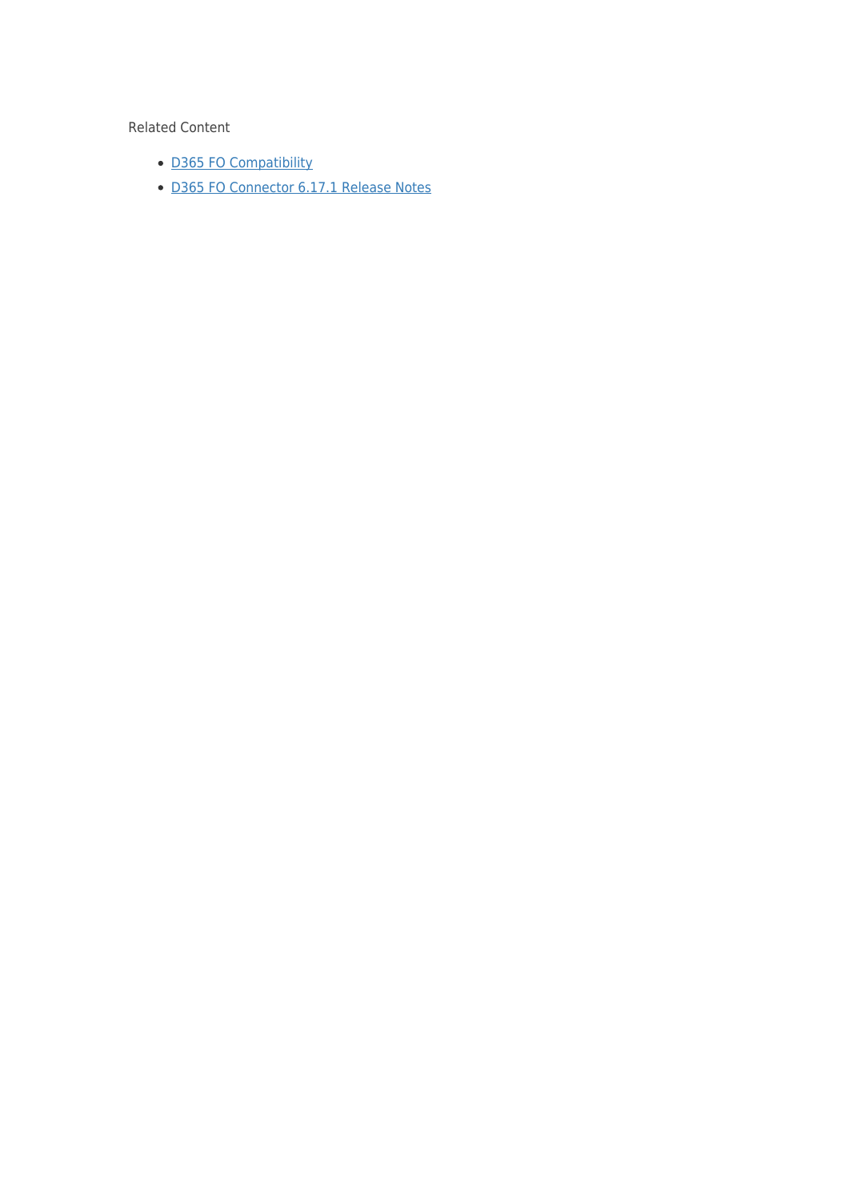Related Content

- D365 FO Compatibility
- D365 FO Connector 6.17.1 Release Notes